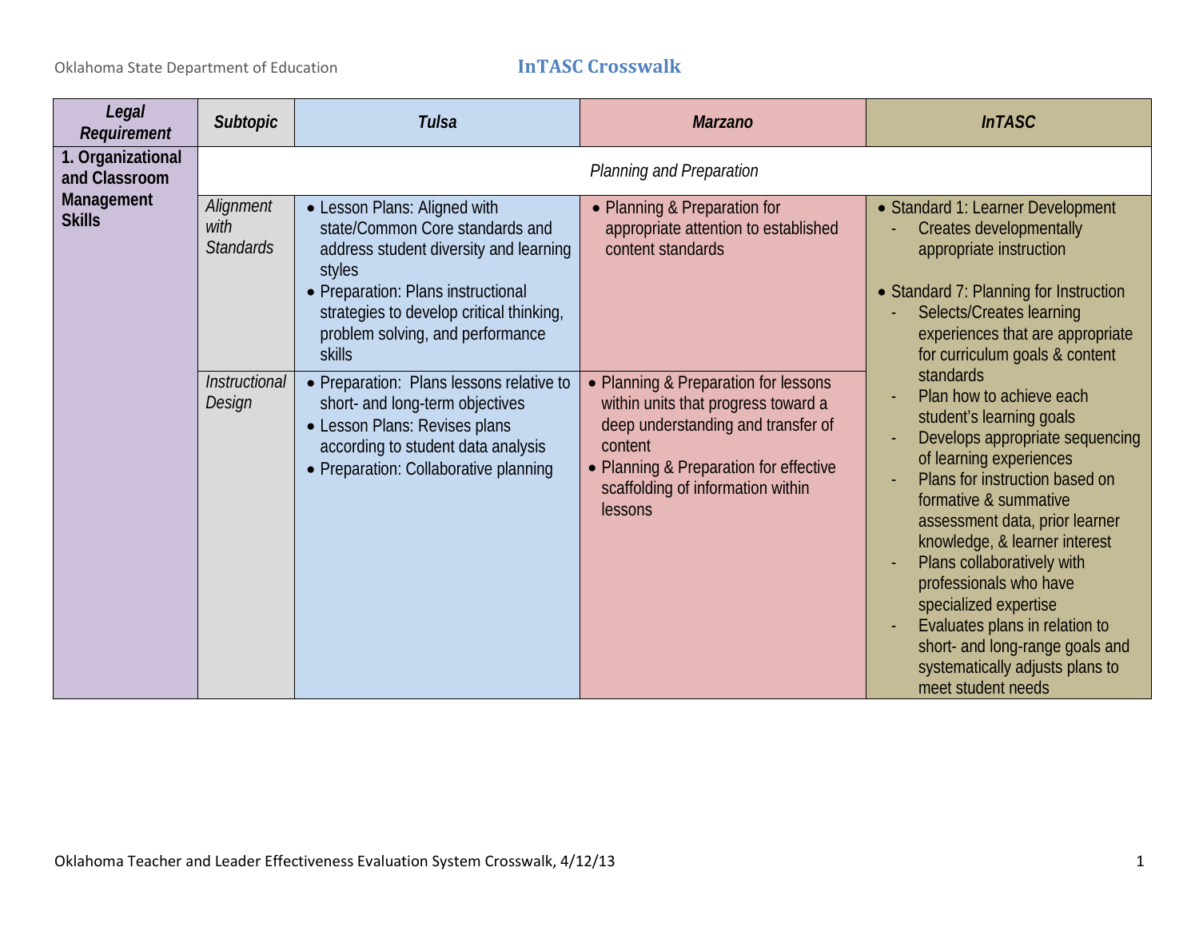# InTASC Crosswalk

| *Legal Requirement* | *Subtopic* | *Tulsa* | *Marzano* | *InTASC* |
|---|---|---|---|---|
| **1. Organizational and Classroom Management Skills** | | *Planning and Preparation* | | |
| | *Alignment with Standards* | • Lesson Plans: Aligned with state/Common Core standards and address student diversity and learning styles<br>• Preparation: Plans instructional strategies to develop critical thinking, problem solving, and performance skills | • Planning & Preparation for appropriate attention to established content standards | • Standard 1: Learner Development<br>- Creates developmentally appropriate instruction<br><br>• Standard 7: Planning for Instruction<br>- Selects/Creates learning experiences that are appropriate for curriculum goals & content standards<br>- Plan how to achieve each student's learning goals<br>- Develops appropriate sequencing of learning experiences<br>- Plans for instruction based on formative & summative assessment data, prior learner knowledge, & learner interest<br>- Plans collaboratively with professionals who have specialized expertise<br>- Evaluates plans in relation to short- and long-range goals and systematically adjusts plans to meet student needs |
| | *Instructional Design* | • Preparation: Plans lessons relative to short- and long-term objectives<br>• Lesson Plans: Revises plans according to student data analysis<br>• Preparation: Collaborative planning | • Planning & Preparation for lessons within units that progress toward a deep understanding and transfer of content<br>• Planning & Preparation for effective scaffolding of information within lessons | |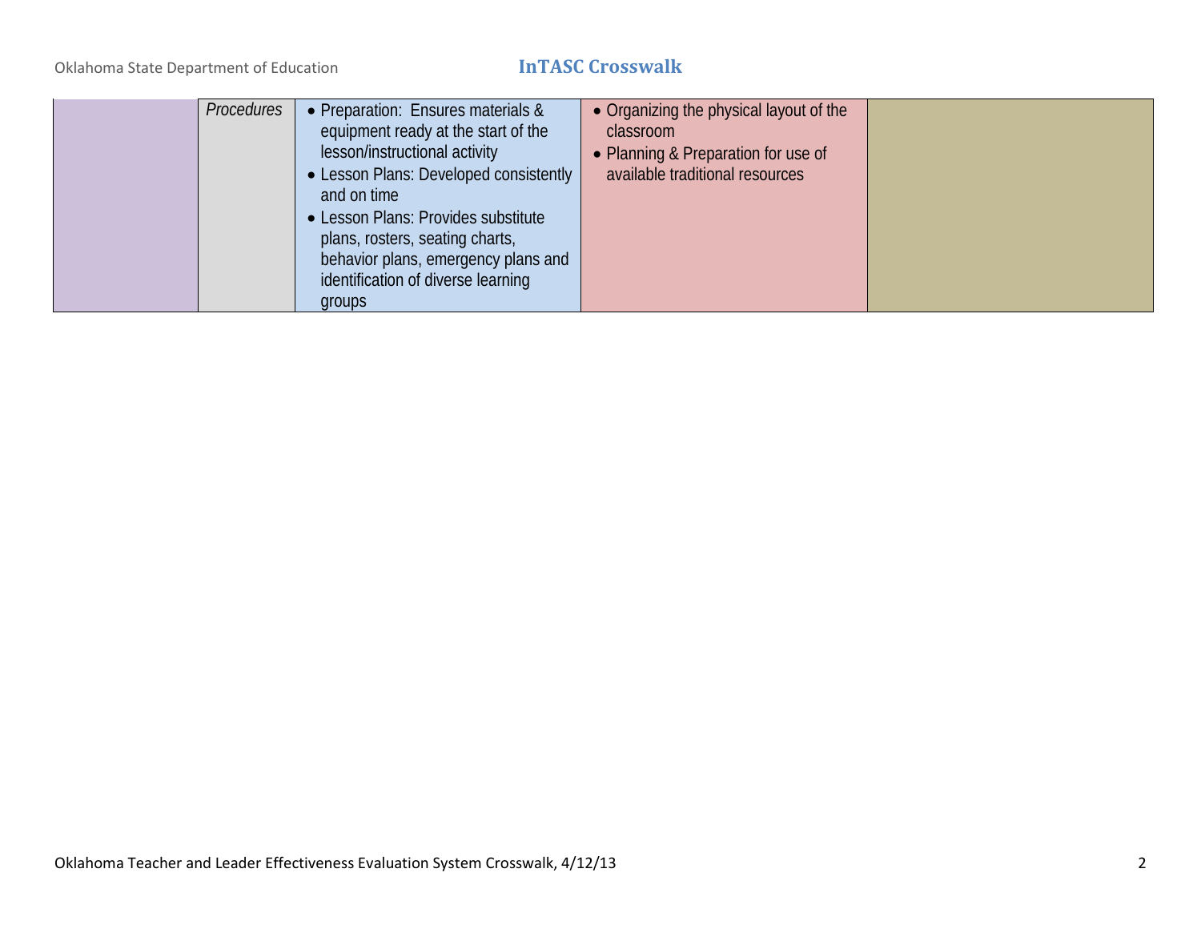| | | | | |
|---|---|---|---|---|
| | *Procedures* | • Preparation: Ensures materials & equipment ready at the start of the lesson/instructional activity<br>• Lesson Plans: Developed consistently and on time<br>• Lesson Plans: Provides substitute plans, rosters, seating charts, behavior plans, emergency plans and identification of diverse learning groups | • Organizing the physical layout of the classroom<br>• Planning & Preparation for use of available traditional resources | |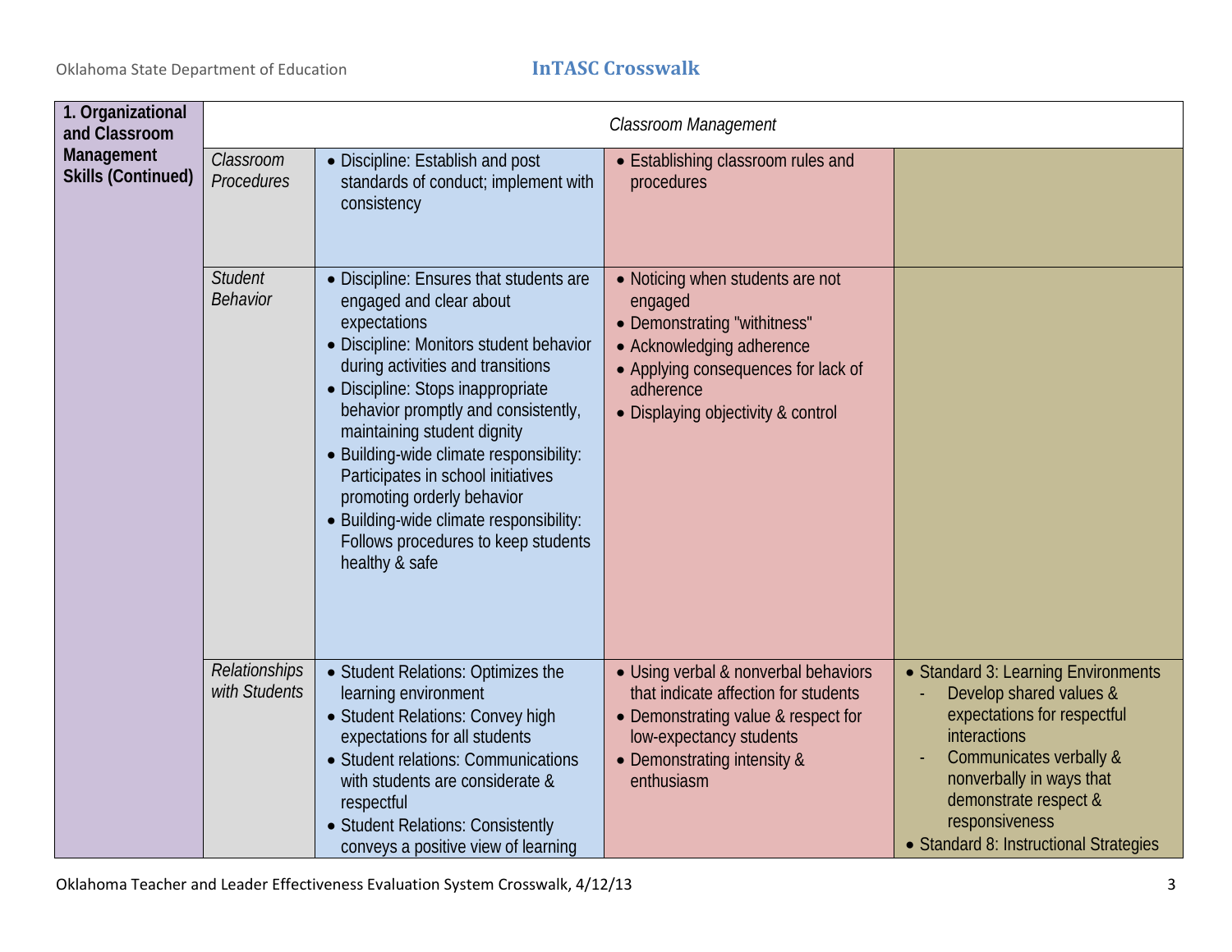| 1. Organizational and Classroom Management Skills (Continued) | Classroom Management | | | |
|---|---|---|---|---|
| | *Classroom Procedures* | • Discipline: Establish and post standards of conduct; implement with consistency | • Establishing classroom rules and procedures | |
| | *Student Behavior* | • Discipline: Ensures that students are engaged and clear about expectations<br>• Discipline: Monitors student behavior during activities and transitions<br>• Discipline: Stops inappropriate behavior promptly and consistently, maintaining student dignity<br>• Building-wide climate responsibility: Participates in school initiatives promoting orderly behavior<br>• Building-wide climate responsibility: Follows procedures to keep students healthy & safe | • Noticing when students are not engaged<br>• Demonstrating "withitness"<br>• Acknowledging adherence<br>• Applying consequences for lack of adherence<br>• Displaying objectivity & control | |
| | *Relationships with Students* | • Student Relations: Optimizes the learning environment<br>• Student Relations: Convey high expectations for all students<br>• Student relations: Communications with students are considerate & respectful<br>• Student Relations: Consistently conveys a positive view of learning | • Using verbal & nonverbal behaviors that indicate affection for students<br>• Demonstrating value & respect for low-expectancy students<br>• Demonstrating intensity & enthusiasm | • Standard 3: Learning Environments<br>- Develop shared values & expectations for respectful interactions<br>- Communicates verbally & nonverbally in ways that demonstrate respect & responsiveness<br>• Standard 8: Instructional Strategies |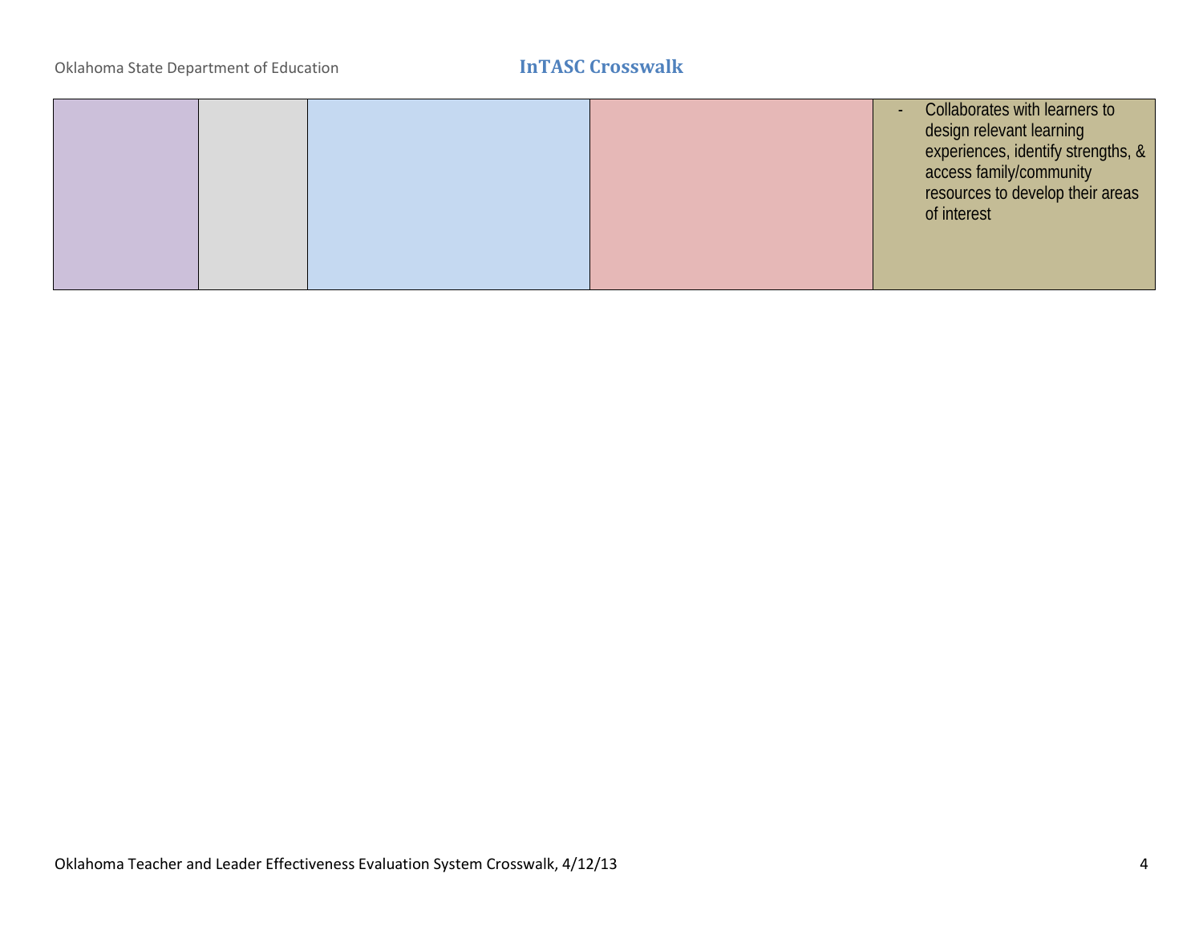| | | | | |
|---|---|---|---|---|
| | | | | - Collaborates with learners to design relevant learning experiences, identify strengths, & access family/community resources to develop their areas of interest |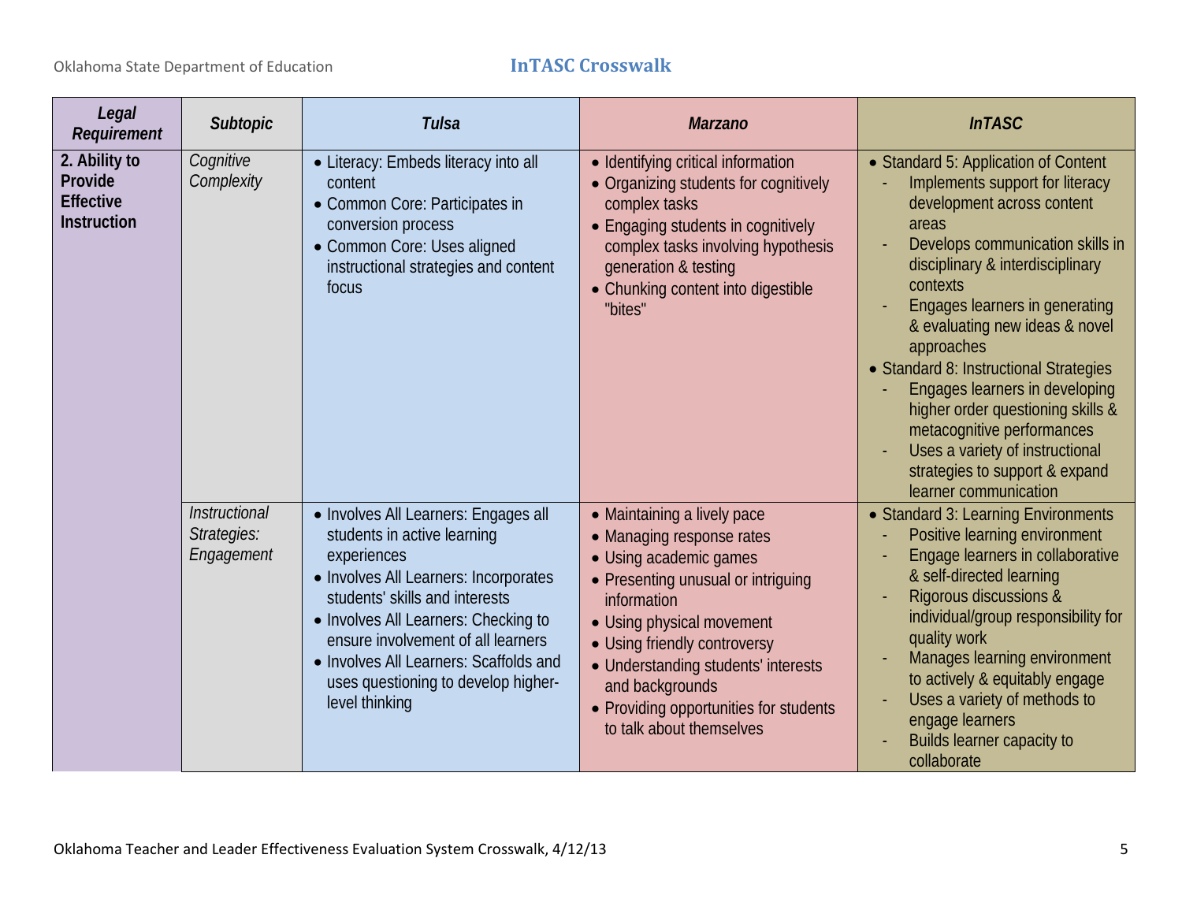| *Legal Requirement* | *Subtopic* | *Tulsa* | *Marzano* | *InTASC* |
|---|---|---|---|---|
| **2. Ability to Provide Effective Instruction** | *Cognitive Complexity* | • Literacy: Embeds literacy into all content<br>• Common Core: Participates in conversion process<br>• Common Core: Uses aligned instructional strategies and content focus | • Identifying critical information<br>• Organizing students for cognitively complex tasks<br>• Engaging students in cognitively complex tasks involving hypothesis generation & testing<br>• Chunking content into digestible "bites" | • Standard 5: Application of Content<br>- Implements support for literacy development across content areas<br>- Develops communication skills in disciplinary & interdisciplinary contexts<br>- Engages learners in generating & evaluating new ideas & novel approaches<br>• Standard 8: Instructional Strategies<br>- Engages learners in developing higher order questioning skills & metacognitive performances<br>- Uses a variety of instructional strategies to support & expand learner communication |
| | *Instructional Strategies: Engagement* | • Involves All Learners: Engages all students in active learning experiences<br>• Involves All Learners: Incorporates students' skills and interests<br>• Involves All Learners: Checking to ensure involvement of all learners<br>• Involves All Learners: Scaffolds and uses questioning to develop higher-level thinking | • Maintaining a lively pace<br>• Managing response rates<br>• Using academic games<br>• Presenting unusual or intriguing information<br>• Using physical movement<br>• Using friendly controversy<br>• Understanding students' interests and backgrounds<br>• Providing opportunities for students to talk about themselves | • Standard 3: Learning Environments<br>- Positive learning environment<br>- Engage learners in collaborative & self-directed learning<br>- Rigorous discussions & individual/group responsibility for quality work<br>- Manages learning environment to actively & equitably engage<br>- Uses a variety of methods to engage learners<br>- Builds learner capacity to collaborate |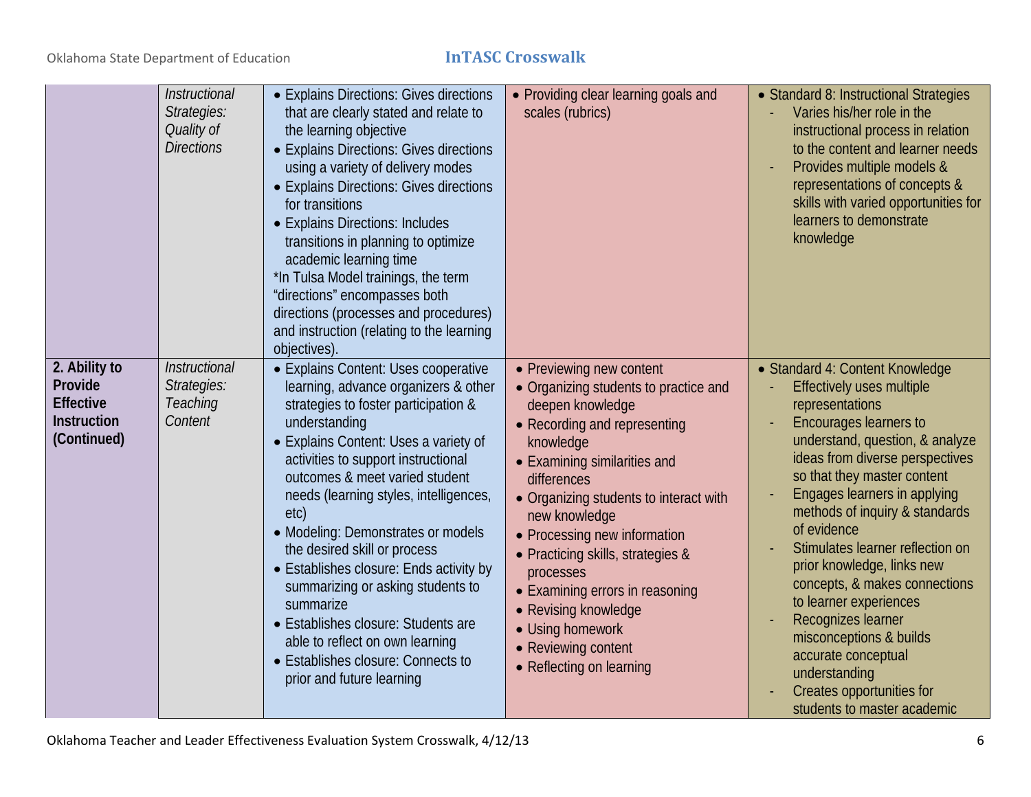|  |  |  |  |  |
|---|---|---|---|---|
|  | *Instructional Strategies: Quality of Directions* | • Explains Directions: Gives directions that are clearly stated and relate to the learning objective<br>• Explains Directions: Gives directions using a variety of delivery modes<br>• Explains Directions: Gives directions for transitions<br>• Explains Directions: Includes transitions in planning to optimize academic learning time<br>*In Tulsa Model trainings, the term "directions" encompasses both directions (processes and procedures) and instruction (relating to the learning objectives). | • Providing clear learning goals and scales (rubrics) | • Standard 8: Instructional Strategies<br>- Varies his/her role in the instructional process in relation to the content and learner needs<br>- Provides multiple models & representations of concepts & skills with varied opportunities for learners to demonstrate knowledge |
| **2. Ability to Provide Effective Instruction (Continued)** | *Instructional Strategies: Teaching Content* | • Explains Content: Uses cooperative learning, advance organizers & other strategies to foster participation & understanding<br>• Explains Content: Uses a variety of activities to support instructional outcomes & meet varied student needs (learning styles, intelligences, etc)<br>• Modeling: Demonstrates or models the desired skill or process<br>• Establishes closure: Ends activity by summarizing or asking students to summarize<br>• Establishes closure: Students are able to reflect on own learning<br>• Establishes closure: Connects to prior and future learning | • Previewing new content<br>• Organizing students to practice and deepen knowledge<br>• Recording and representing knowledge<br>• Examining similarities and differences<br>• Organizing students to interact with new knowledge<br>• Processing new information<br>• Practicing skills, strategies & processes<br>• Examining errors in reasoning<br>• Revising knowledge<br>• Using homework<br>• Reviewing content<br>• Reflecting on learning | • Standard 4: Content Knowledge<br>- Effectively uses multiple representations<br>- Encourages learners to understand, question, & analyze ideas from diverse perspectives so that they master content<br>- Engages learners in applying methods of inquiry & standards of evidence<br>- Stimulates learner reflection on prior knowledge, links new concepts, & makes connections to learner experiences<br>- Recognizes learner misconceptions & builds accurate conceptual understanding<br>- Creates opportunities for students to master academic |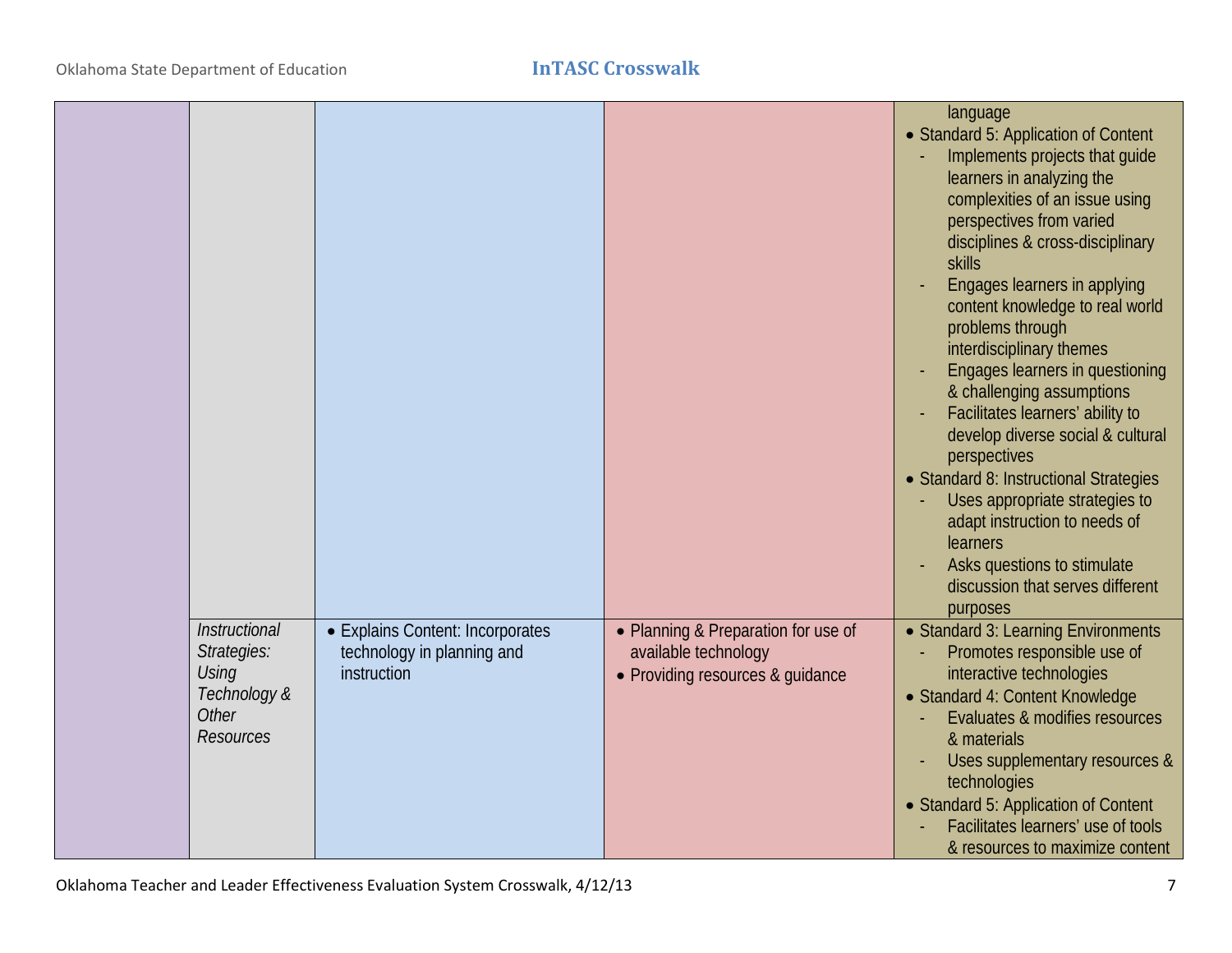| | | | | |
|---|---|---|---|---|
| | | | | language<br>• Standard 5: Application of Content<br>- Implements projects that guide learners in analyzing the complexities of an issue using perspectives from varied disciplines & cross-disciplinary skills<br>- Engages learners in applying content knowledge to real world problems through interdisciplinary themes<br>- Engages learners in questioning & challenging assumptions<br>- Facilitates learners' ability to develop diverse social & cultural perspectives<br>• Standard 8: Instructional Strategies<br>- Uses appropriate strategies to adapt instruction to needs of learners<br>- Asks questions to stimulate discussion that serves different purposes |
| | *Instructional Strategies: Using Technology & Other Resources* | • Explains Content: Incorporates technology in planning and instruction | • Planning & Preparation for use of available technology<br>• Providing resources & guidance | • Standard 3: Learning Environments<br>- Promotes responsible use of interactive technologies<br>• Standard 4: Content Knowledge<br>- Evaluates & modifies resources & materials<br>- Uses supplementary resources & technologies<br>• Standard 5: Application of Content<br>- Facilitates learners' use of tools & resources to maximize content |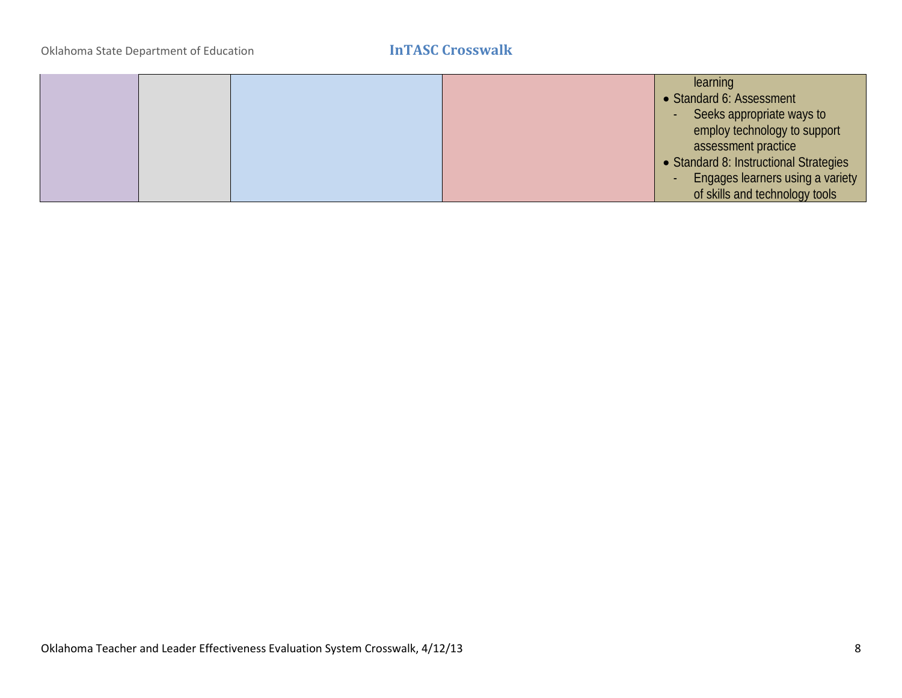| | | | | |
|---|---|---|---|---|
| | | | | learning<br>• Standard 6: Assessment<br>- Seeks appropriate ways to employ technology to support assessment practice<br>• Standard 8: Instructional Strategies<br>- Engages learners using a variety of skills and technology tools |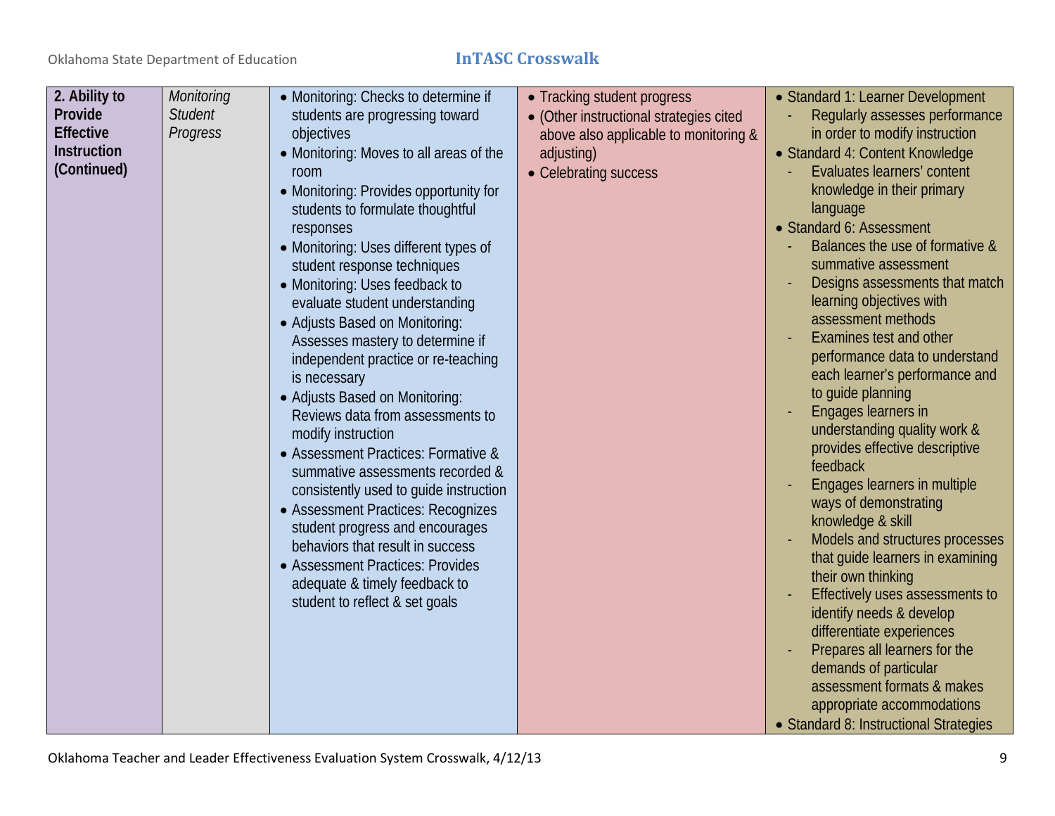| 2. Ability to Provide Effective Instruction (Continued) | *Monitoring Student Progress* | • Monitoring: Checks to determine if students are progressing toward objectives<br>• Monitoring: Moves to all areas of the room<br>• Monitoring: Provides opportunity for students to formulate thoughtful responses<br>• Monitoring: Uses different types of student response techniques<br>• Monitoring: Uses feedback to evaluate student understanding<br>• Adjusts Based on Monitoring: Assesses mastery to determine if independent practice or re-teaching is necessary<br>• Adjusts Based on Monitoring: Reviews data from assessments to modify instruction<br>• Assessment Practices: Formative & summative assessments recorded & consistently used to guide instruction<br>• Assessment Practices: Recognizes student progress and encourages behaviors that result in success<br>• Assessment Practices: Provides adequate & timely feedback to student to reflect & set goals | • Tracking student progress<br>• (Other instructional strategies cited above also applicable to monitoring & adjusting)<br>• Celebrating success | • Standard 1: Learner Development<br>- Regularly assesses performance in order to modify instruction<br>• Standard 4: Content Knowledge<br>- Evaluates learners' content knowledge in their primary language<br>• Standard 6: Assessment<br>- Balances the use of formative & summative assessment<br>- Designs assessments that match learning objectives with assessment methods<br>- Examines test and other performance data to understand each learner's performance and to guide planning<br>- Engages learners in understanding quality work & provides effective descriptive feedback<br>- Engages learners in multiple ways of demonstrating knowledge & skill<br>- Models and structures processes that guide learners in examining their own thinking<br>- Effectively uses assessments to identify needs & develop differentiate experiences<br>- Prepares all learners for the demands of particular assessment formats & makes appropriate accommodations<br>• Standard 8: Instructional Strategies |
|---|---|---|---|---|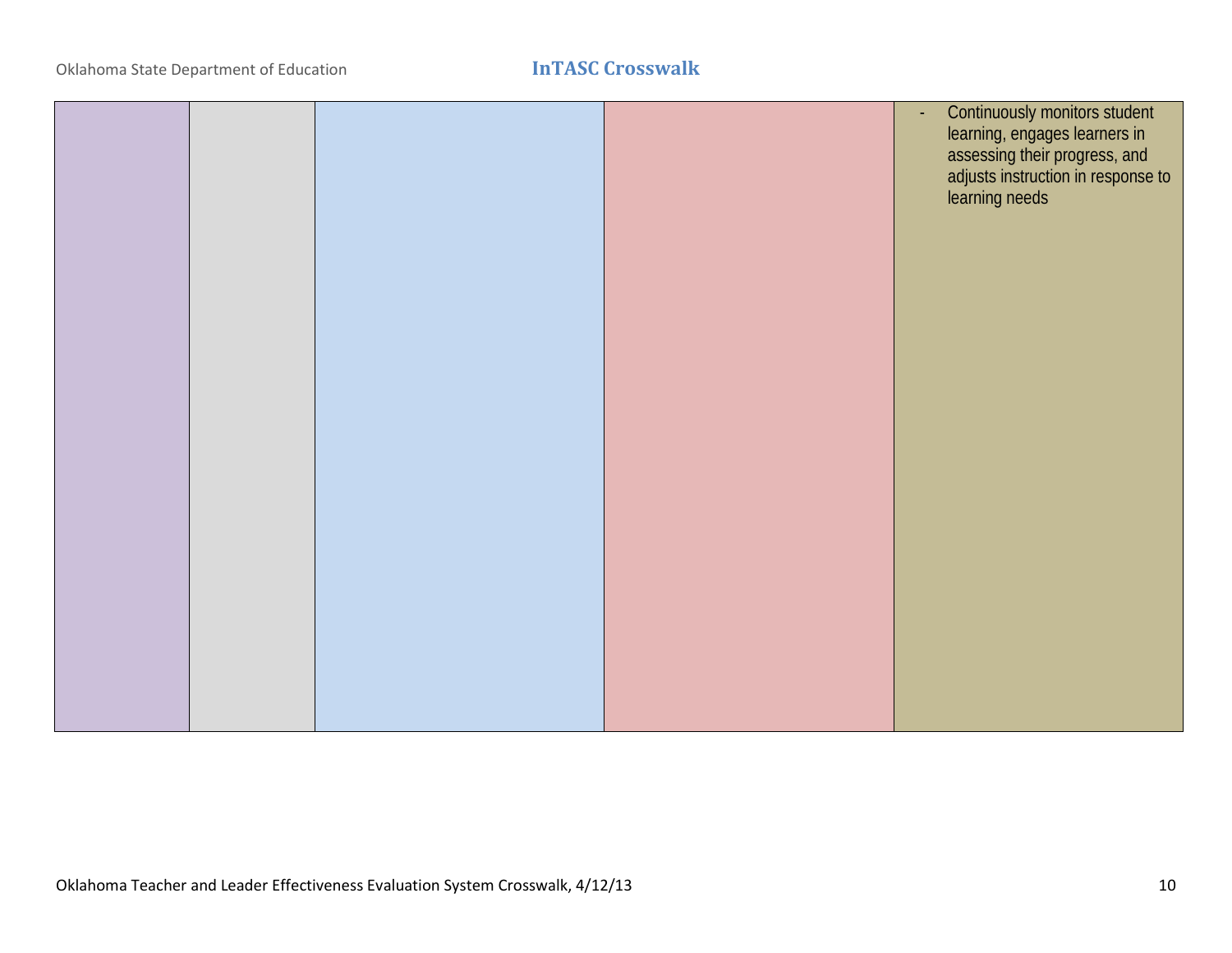| | | | | |
|---|---|---|---|---|
| | | | | - Continuously monitors student learning, engages learners in assessing their progress, and adjusts instruction in response to learning needs |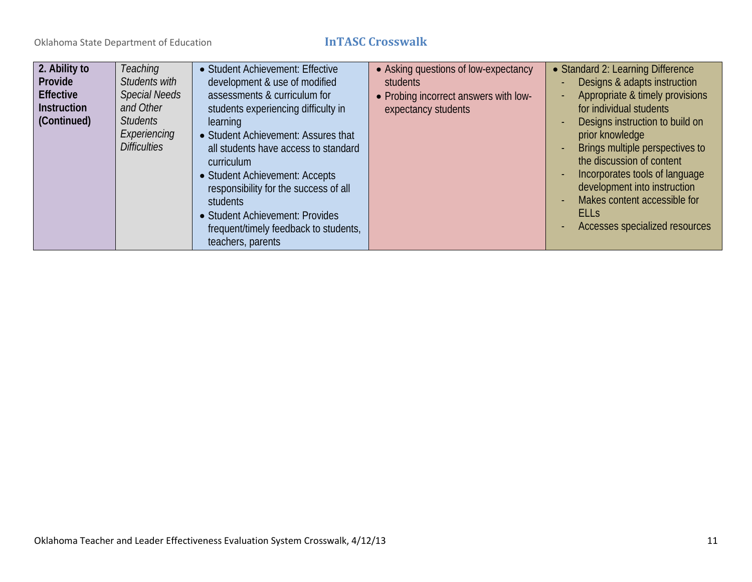| **2. Ability to Provide Effective Instruction (Continued)** | *Teaching Students with Special Needs and Other Students Experiencing Difficulties* | • Student Achievement: Effective development & use of modified assessments & curriculum for students experiencing difficulty in learning<br>• Student Achievement: Assures that all students have access to standard curriculum<br>• Student Achievement: Accepts responsibility for the success of all students<br>• Student Achievement: Provides frequent/timely feedback to students, teachers, parents | • Asking questions of low-expectancy students<br>• Probing incorrect answers with low-expectancy students | • Standard 2: Learning Difference<br>- Designs & adapts instruction<br>- Appropriate & timely provisions for individual students<br>- Designs instruction to build on prior knowledge<br>- Brings multiple perspectives to the discussion of content<br>- Incorporates tools of language development into instruction<br>- Makes content accessible for ELLs<br>- Accesses specialized resources |
|---|---|---|---|---|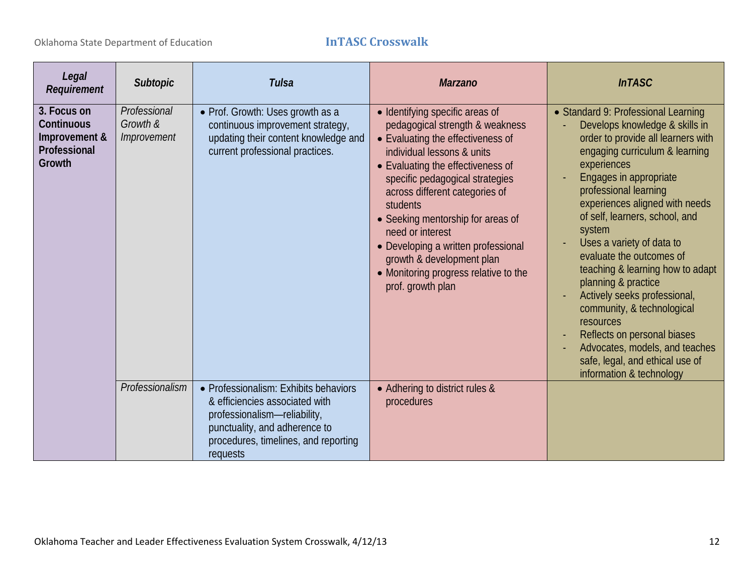| *Legal Requirement* | *Subtopic* | *Tulsa* | *Marzano* | *InTASC* |
|---|---|---|---|---|
| **3. Focus on Continuous Improvement & Professional Growth** | *Professional Growth & Improvement* | • Prof. Growth: Uses growth as a continuous improvement strategy, updating their content knowledge and current professional practices. | • Identifying specific areas of pedagogical strength & weakness<br>• Evaluating the effectiveness of individual lessons & units<br>• Evaluating the effectiveness of specific pedagogical strategies across different categories of students<br>• Seeking mentorship for areas of need or interest<br>• Developing a written professional growth & development plan<br>• Monitoring progress relative to the prof. growth plan | • Standard 9: Professional Learning<br>- Develops knowledge & skills in order to provide all learners with engaging curriculum & learning experiences<br>- Engages in appropriate professional learning experiences aligned with needs of self, learners, school, and system<br>- Uses a variety of data to evaluate the outcomes of teaching & learning how to adapt planning & practice<br>- Actively seeks professional, community, & technological resources<br>- Reflects on personal biases<br>- Advocates, models, and teaches safe, legal, and ethical use of information & technology |
| | *Professionalism* | • Professionalism: Exhibits behaviors & efficiencies associated with professionalism—reliability, punctuality, and adherence to procedures, timelines, and reporting requests | • Adhering to district rules & procedures | |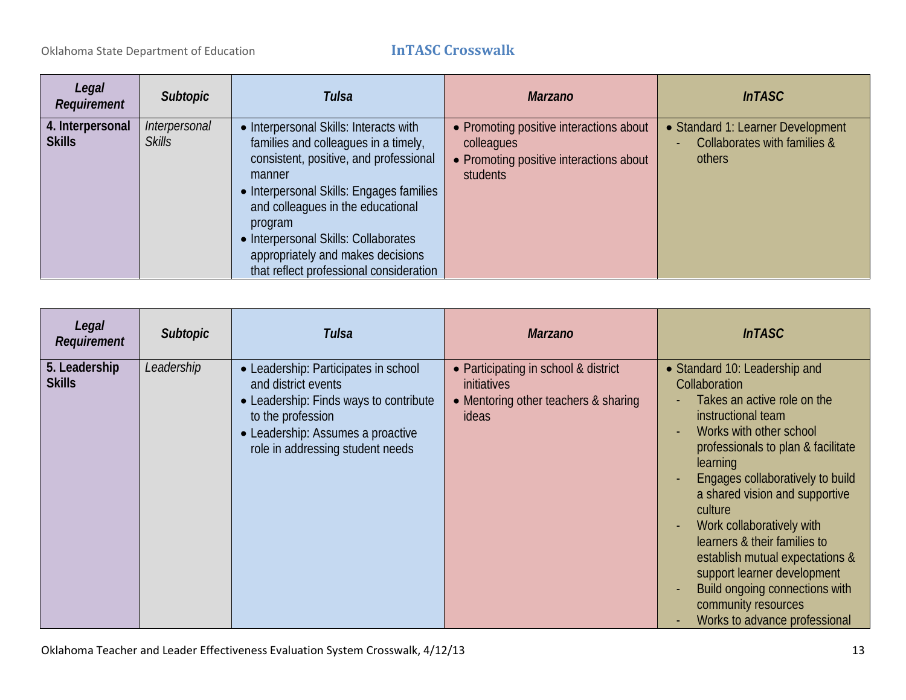| *Legal Requirement* | *Subtopic* | *Tulsa* | *Marzano* | *InTASC* |
|---|---|---|---|---|
| **4. Interpersonal Skills** | *Interpersonal Skills* | • Interpersonal Skills: Interacts with families and colleagues in a timely, consistent, positive, and professional manner<br>• Interpersonal Skills: Engages families and colleagues in the educational program<br>• Interpersonal Skills: Collaborates appropriately and makes decisions that reflect professional consideration | • Promoting positive interactions about colleagues<br>• Promoting positive interactions about students | • Standard 1: Learner Development<br>- Collaborates with families & others |

| *Legal Requirement* | *Subtopic* | *Tulsa* | *Marzano* | *InTASC* |
|---|---|---|---|---|
| **5. Leadership Skills** | *Leadership* | • Leadership: Participates in school and district events<br>• Leadership: Finds ways to contribute to the profession<br>• Leadership: Assumes a proactive role in addressing student needs | • Participating in school & district initiatives<br>• Mentoring other teachers & sharing ideas | • Standard 10: Leadership and Collaboration<br>- Takes an active role on the instructional team<br>- Works with other school professionals to plan & facilitate learning<br>- Engages collaboratively to build a shared vision and supportive culture<br>- Work collaboratively with learners & their families to establish mutual expectations & support learner development<br>- Build ongoing connections with community resources<br>- Works to advance professional |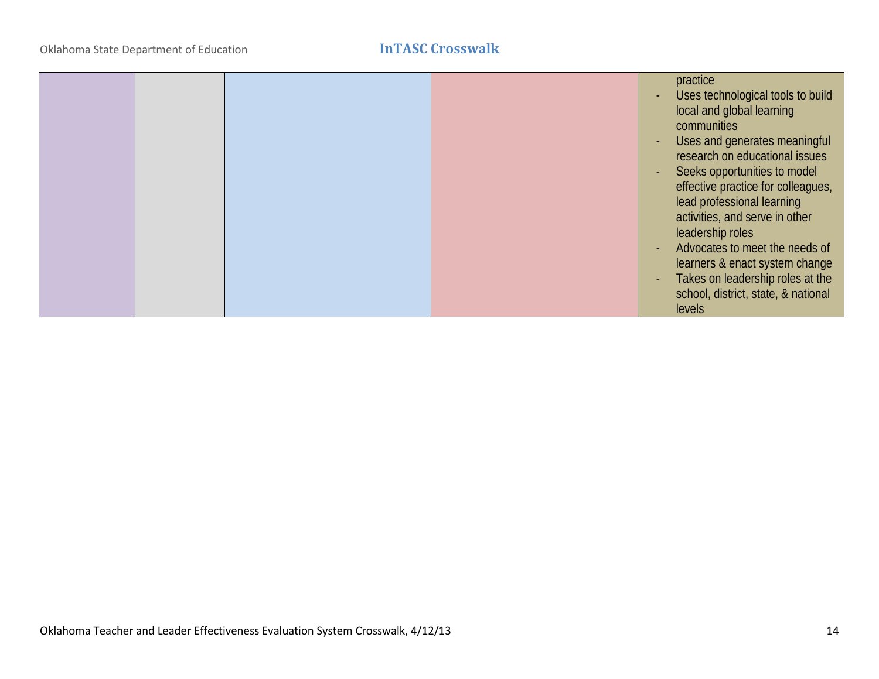| | | | | |
|---|---|---|---|---|
| | | | | practice<br>- Uses technological tools to build local and global learning communities<br>- Uses and generates meaningful research on educational issues<br>- Seeks opportunities to model effective practice for colleagues, lead professional learning activities, and serve in other leadership roles<br>- Advocates to meet the needs of learners & enact system change<br>- Takes on leadership roles at the school, district, state, & national levels |